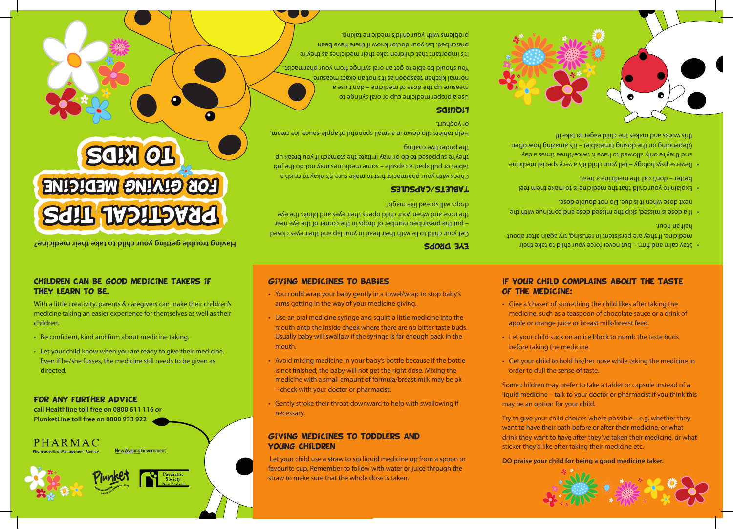# Practical Tips for Giving Medicine to Kids

**Having trouble getting your child to take their medicine?**

## Eye drops

Get your child to lie with their head in your lap and their eyes closed – put the prescribed number of drops in the corner of the eye near the nose and when your child opens their eyes and blinks the eye drops will spread like magic!

## Tablets/Capsules

Check with your pharmacist first to make sure it's okay to crush a tablet or pull apart a capsule – some medicines may not do the job they're supposed to do or may irritate the stomach if you break up the protective coating.

Help tablets slip down in a small spoonful of apple-sauce, ice cream, or yoghurt.

## Liquids

Use a proper medicine cup or oral syringe to measure up the dose of medicine – don't use a normal kitchen teaspoon as it's not an exact measure. You should be able to get an oral syringe from your pharmacist.

It's important that children take their medicines as they're prescribed. Let your doctor know if there have been problems with your child's medicine taking.

- Stay calm and firm – but never force your child to take their medicine. If they are persistent in refusing, try again after about half an hour.
- If a dose is missed, skip the missed dose and continue with the next dose when it is due. Do not double dose.
- Explain to your child that the medicine is to make them feel better – don't call the medicine a treat.
- Reverse psychology – tell your child it's a very special medicine and they're only allowed to have it twice/three times a day (depending on the dosing timetable) – it's amazing how often this works and makes the child eager to take it!

## Children can be *good* medicine takers if they learn to be.

With a little creativity, parents & caregivers can make their children's medicine taking an easier experience for themselves as well as their children.

- Be confident, kind and firm about medicine taking.
- Let your child know when you are ready to give their medicine. Even if he/she fusses, the medicine still needs to be given as directed.

## For any further advice

**call Healthline toll free on 0800 611 116 or PlunketLine toll free on 0800 933 922**

PHARMAC
Pharmaceutical Management Agency

New Zealand Government

Plunket

Paediatric Society New Zealand

## Giving medicines to babies

- You could wrap your baby gently in a towel/wrap to stop baby's arms getting in the way of your medicine giving.
- Use an oral medicine syringe and squirt a little medicine into the mouth onto the inside cheek where there are no bitter taste buds. Usually baby will swallow if the syringe is far enough back in the mouth.
- Avoid mixing medicine in your baby's bottle because if the bottle is not finished, the baby will not get the right dose. Mixing the medicine with a small amount of formula/breast milk may be ok – check with your doctor or pharmacist.
- Gently stroke their throat downward to help with swallowing if necessary.

## Giving medicines to toddlers and young children

Let your child use a straw to sip liquid medicine up from a spoon or favourite cup. Remember to follow with water or juice through the straw to make sure that the whole dose is taken.

## If your child complains about the taste of the medicine:

- Give a 'chaser' of something the child likes after taking the medicine, such as a teaspoon of chocolate sauce or a drink of apple or orange juice or breast milk/breast feed.
- Let your child suck on an ice block to numb the taste buds before taking the medicine.
- Get your child to hold his/her nose while taking the medicine in order to dull the sense of taste.

Some children may prefer to take a tablet or capsule instead of a liquid medicine – talk to your doctor or pharmacist if you think this may be an option for your child.

Try to give your child choices where possible – e.g. whether they want to have their bath before or after their medicine, or what drink they want to have after they've taken their medicine, or what sticker they'd like after taking their medicine etc.

**DO praise your child for being a good medicine taker.**